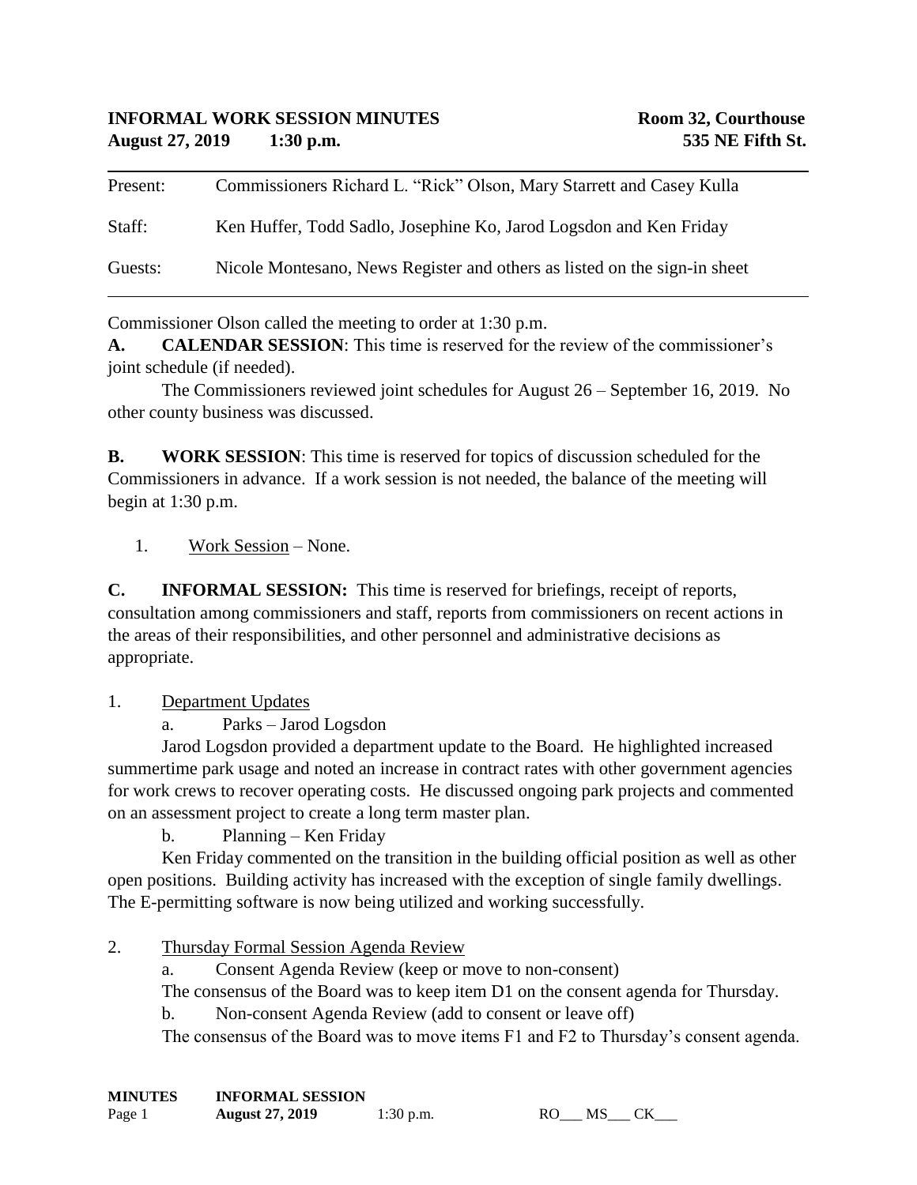**INFORMAL WORK SESSION MINUTES** — **Room 32, Courthouse**
**August 27, 2019 1:30 p.m.** — **535 NE Fifth St.**

| | |
|---|---|
| Present: | Commissioners Richard L. "Rick" Olson, Mary Starrett and Casey Kulla |
| Staff: | Ken Huffer, Todd Sadlo, Josephine Ko, Jarod Logsdon and Ken Friday |
| Guests: | Nicole Montesano, News Register and others as listed on the sign-in sheet |

Commissioner Olson called the meeting to order at 1:30 p.m.

**A. CALENDAR SESSION**: This time is reserved for the review of the commissioner's joint schedule (if needed).

The Commissioners reviewed joint schedules for August 26 – September 16, 2019. No other county business was discussed.

**B. WORK SESSION**: This time is reserved for topics of discussion scheduled for the Commissioners in advance. If a work session is not needed, the balance of the meeting will begin at 1:30 p.m.

1. Work Session – None.

**C. INFORMAL SESSION:** This time is reserved for briefings, receipt of reports, consultation among commissioners and staff, reports from commissioners on recent actions in the areas of their responsibilities, and other personnel and administrative decisions as appropriate.

1. Department Updates

a. Parks – Jarod Logsdon

Jarod Logsdon provided a department update to the Board. He highlighted increased summertime park usage and noted an increase in contract rates with other government agencies for work crews to recover operating costs. He discussed ongoing park projects and commented on an assessment project to create a long term master plan.

b. Planning – Ken Friday

Ken Friday commented on the transition in the building official position as well as other open positions. Building activity has increased with the exception of single family dwellings. The E-permitting software is now being utilized and working successfully.

2. Thursday Formal Session Agenda Review

a. Consent Agenda Review (keep or move to non-consent)

The consensus of the Board was to keep item D1 on the consent agenda for Thursday.

b. Non-consent Agenda Review (add to consent or leave off)

The consensus of the Board was to move items F1 and F2 to Thursday's consent agenda.

**MINUTES** **INFORMAL SESSION** **August 27, 2019** 1:30 p.m. RO___ MS___ CK___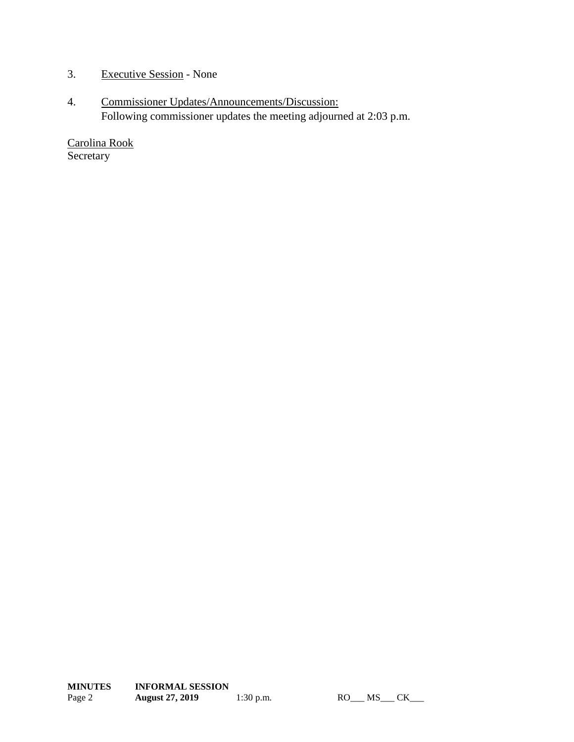3. Executive Session - None

4. Commissioner Updates/Announcements/Discussion:
   Following commissioner updates the meeting adjourned at 2:03 p.m.

Carolina Rook
Secretary